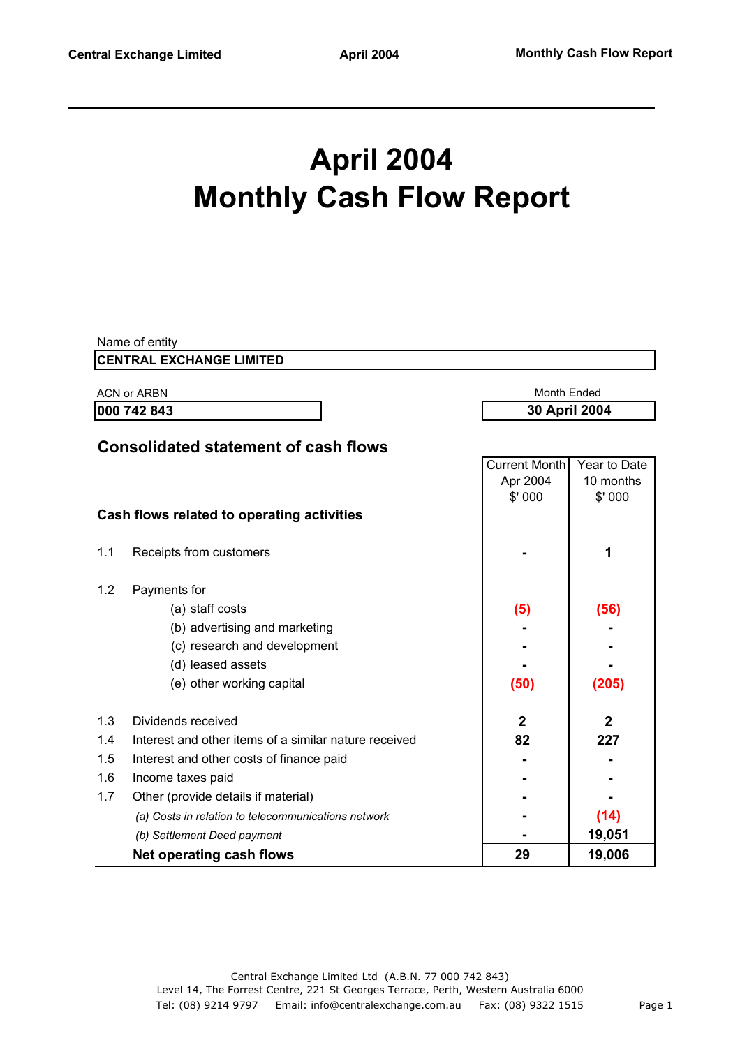# April 2004
# Monthly Cash Flow Report

Name of entity

**CENTRAL EXCHANGE LIMITED**

ACN or ARBN

**000 742 843**

Month Ended

**30 April 2004**

## Consolidated statement of cash flows

| | | Current Month Apr 2004 $' 000 | Year to Date 10 months $' 000 |
|---|---|---|---|
| | **Cash flows related to operating activities** | | |
| 1.1 | Receipts from customers | - | 1 |
| 1.2 | Payments for | | |
| | (a) staff costs | (5) | (56) |
| | (b) advertising and marketing | - | - |
| | (c) research and development | - | - |
| | (d) leased assets | - | - |
| | (e) other working capital | (50) | (205) |
| 1.3 | Dividends received | 2 | 2 |
| 1.4 | Interest and other items of a similar nature received | 82 | 227 |
| 1.5 | Interest and other costs of finance paid | - | - |
| 1.6 | Income taxes paid | - | - |
| 1.7 | Other (provide details if material) | - | - |
| | *(a) Costs in relation to telecommunications network* | - | (14) |
| | *(b) Settlement Deed payment* | - | 19,051 |
| | **Net operating cash flows** | **29** | **19,006** |

Central Exchange Limited Ltd (A.B.N. 77 000 742 843)
Level 14, The Forrest Centre, 221 St Georges Terrace, Perth, Western Australia 6000
Tel: (08) 9214 9797 Email: info@centralexchange.com.au Fax: (08) 9322 1515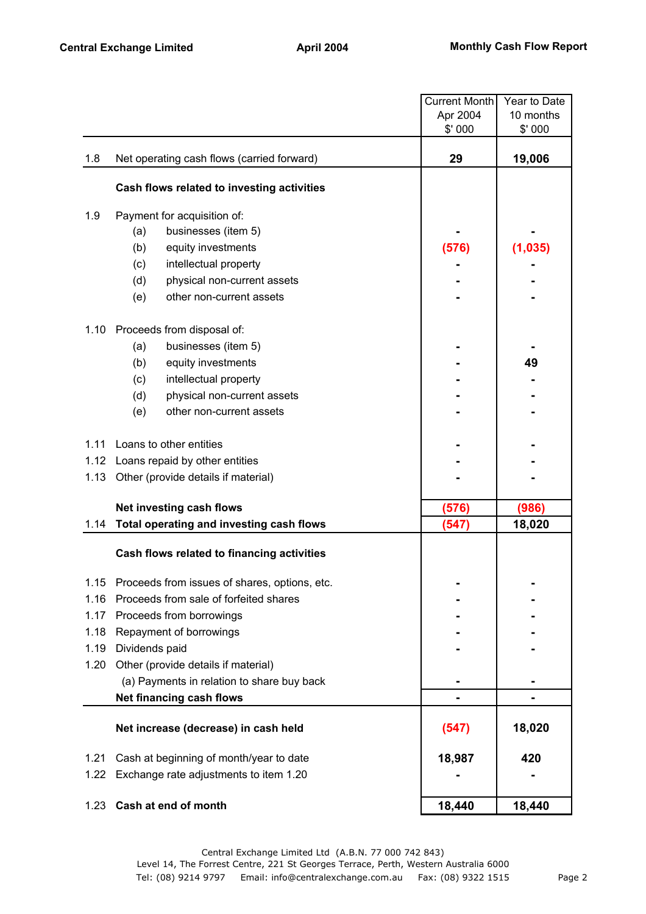| | | Current Month Apr 2004 $' 000 | Year to Date 10 months $' 000 |
|---|---|---|---|
| 1.8 | Net operating cash flows (carried forward) | **29** | **19,006** |
| | **Cash flows related to investing activities** | | |
| 1.9 | Payment for acquisition of: | | |
| | (a) businesses (item 5) | - | - |
| | (b) equity investments | (576) | (1,035) |
| | (c) intellectual property | - | - |
| | (d) physical non-current assets | - | - |
| | (e) other non-current assets | - | - |
| 1.10 | Proceeds from disposal of: | | |
| | (a) businesses (item 5) | - | - |
| | (b) equity investments | - | 49 |
| | (c) intellectual property | - | - |
| | (d) physical non-current assets | - | - |
| | (e) other non-current assets | - | - |
| 1.11 | Loans to other entities | - | - |
| 1.12 | Loans repaid by other entities | - | - |
| 1.13 | Other (provide details if material) | - | - |
| | **Net investing cash flows** | **(576)** | **(986)** |
| 1.14 | **Total operating and investing cash flows** | **(547)** | **18,020** |
| | **Cash flows related to financing activities** | | |
| 1.15 | Proceeds from issues of shares, options, etc. | - | - |
| 1.16 | Proceeds from sale of forfeited shares | - | - |
| 1.17 | Proceeds from borrowings | - | - |
| 1.18 | Repayment of borrowings | - | - |
| 1.19 | Dividends paid | - | - |
| 1.20 | Other (provide details if material) | | |
| | (a) Payments in relation to share buy back | - | - |
| | **Net financing cash flows** | - | - |
| | **Net increase (decrease) in cash held** | **(547)** | **18,020** |
| 1.21 | Cash at beginning of month/year to date | **18,987** | **420** |
| 1.22 | Exchange rate adjustments to item 1.20 | - | - |
| 1.23 | **Cash at end of month** | **18,440** | **18,440** |

Central Exchange Limited Ltd (A.B.N. 77 000 742 843)
Level 14, The Forrest Centre, 221 St Georges Terrace, Perth, Western Australia 6000
Tel: (08) 9214 9797 Email: info@centralexchange.com.au Fax: (08) 9322 1515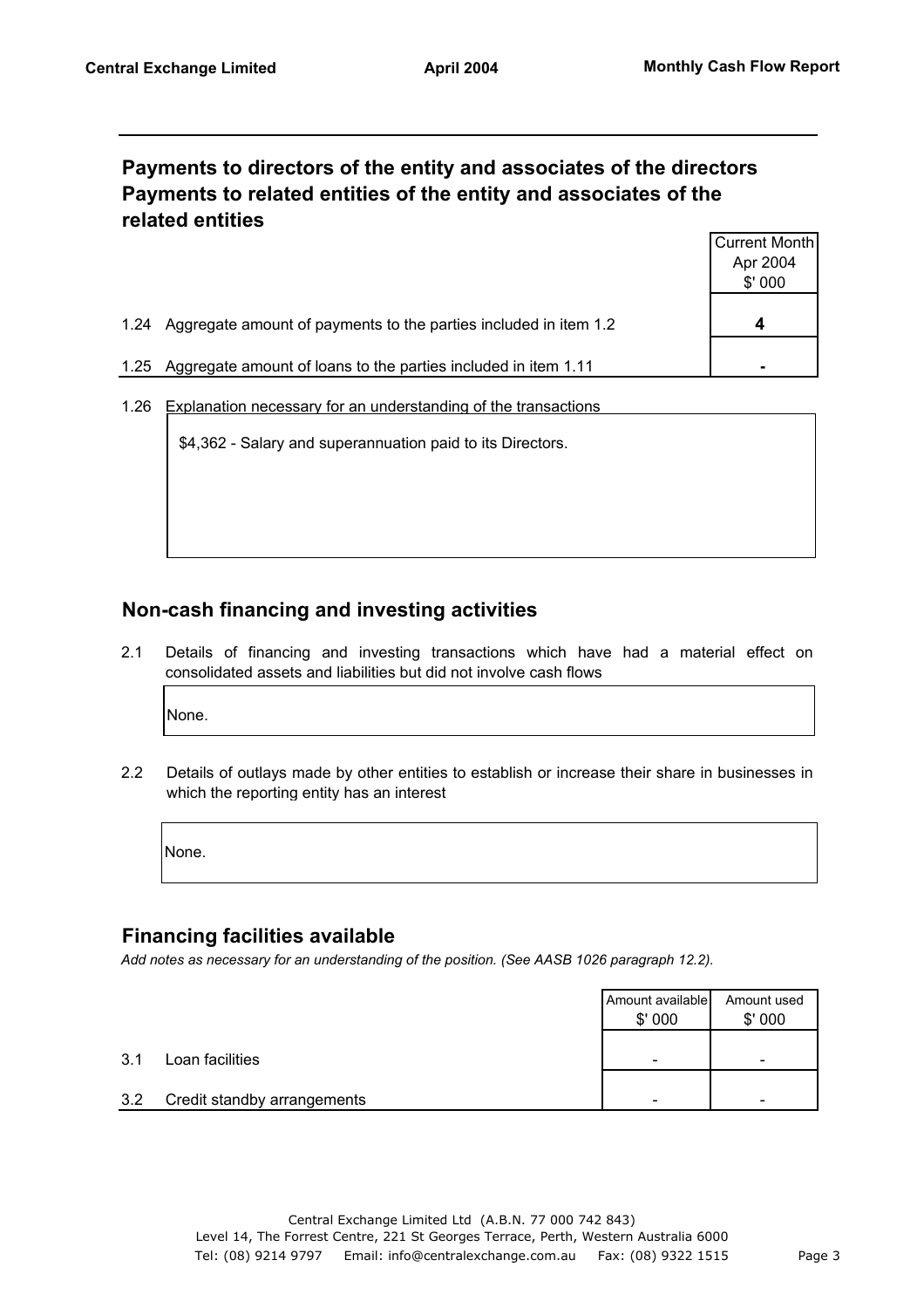## Payments to directors of the entity and associates of the directors
## Payments to related entities of the entity and associates of the related entities

| | | Current Month Apr 2004 \$' 000 |
|---|---|---|
| 1.24 | Aggregate amount of payments to the parties included in item 1.2 | **4** |
| 1.25 | Aggregate amount of loans to the parties included in item 1.11 | **-** |

1.26 Explanation necessary for an understanding of the transactions

> $4,362 - Salary and superannuation paid to its Directors.

## Non-cash financing and investing activities

2.1 Details of financing and investing transactions which have had a material effect on consolidated assets and liabilities but did not involve cash flows

> None.

2.2 Details of outlays made by other entities to establish or increase their share in businesses in which the reporting entity has an interest

> None.

## Financing facilities available

*Add notes as necessary for an understanding of the position. (See AASB 1026 paragraph 12.2).*

| | | Amount available \$' 000 | Amount used \$' 000 |
|---|---|---|---|
| 3.1 | Loan facilities | - | - |
| 3.2 | Credit standby arrangements | - | - |

Central Exchange Limited Ltd (A.B.N. 77 000 742 843)
Level 14, The Forrest Centre, 221 St Georges Terrace, Perth, Western Australia 6000
Tel: (08) 9214 9797 Email: info@centralexchange.com.au Fax: (08) 9322 1515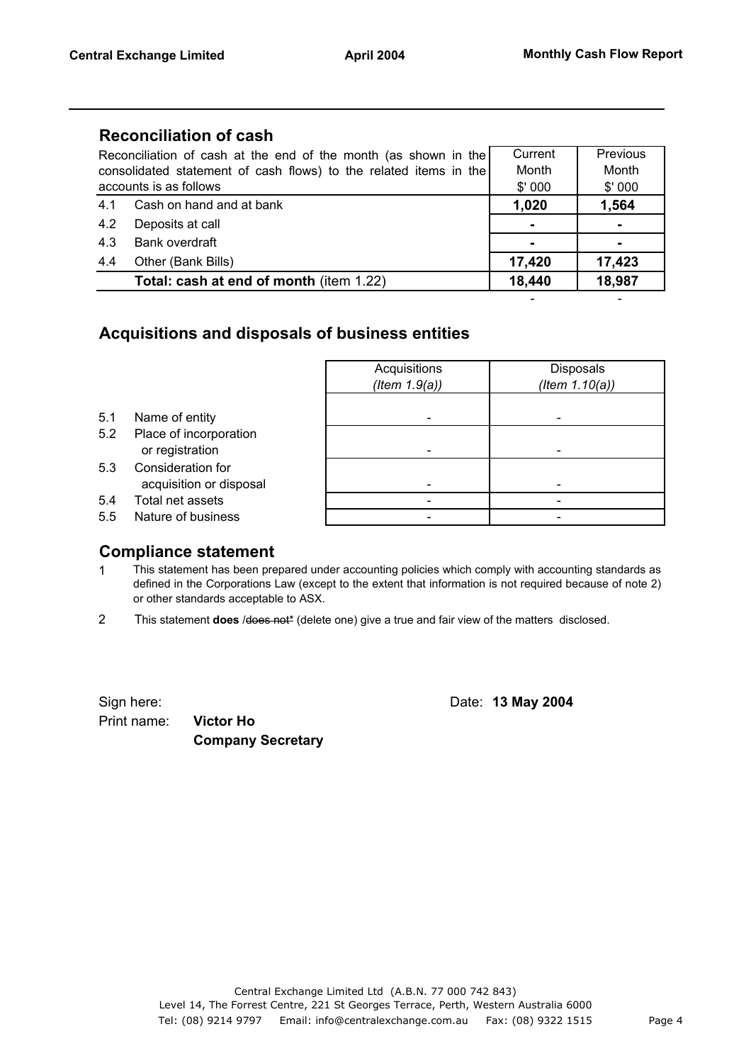## Reconciliation of cash

| Reconciliation of cash at the end of the month (as shown in the consolidated statement of cash flows) to the related items in the accounts is as follows | | Current Month $' 000 | Previous Month $' 000 |
|---|---|---|---|
| 4.1 | Cash on hand and at bank | **1,020** | **1,564** |
| 4.2 | Deposits at call | **-** | **-** |
| 4.3 | Bank overdraft | **-** | **-** |
| 4.4 | Other (Bank Bills) | **17,420** | **17,423** |
| | **Total: cash at end of month** (item 1.22) | **18,440** | **18,987** |
| | | - | - |

## Acquisitions and disposals of business entities

| | | Acquisitions *(Item 1.9(a))* | Disposals *(Item 1.10(a))* |
|---|---|---|---|
| 5.1 | Name of entity | - | - |
| 5.2 | Place of incorporation or registration | - | - |
| 5.3 | Consideration for acquisition or disposal | - | - |
| 5.4 | Total net assets | - | - |
| 5.5 | Nature of business | - | - |

## Compliance statement

1 This statement has been prepared under accounting policies which comply with accounting standards as defined in the Corporations Law (except to the extent that information is not required because of note 2) or other standards acceptable to ASX.

2 This statement **does** /~~does not*~~ (delete one) give a true and fair view of the matters disclosed.

Sign here:

Date: **13 May 2004**

Print name: **Victor Ho**
**Company Secretary**

Central Exchange Limited Ltd (A.B.N. 77 000 742 843)
Level 14, The Forrest Centre, 221 St Georges Terrace, Perth, Western Australia 6000
Tel: (08) 9214 9797 Email: info@centralexchange.com.au Fax: (08) 9322 1515